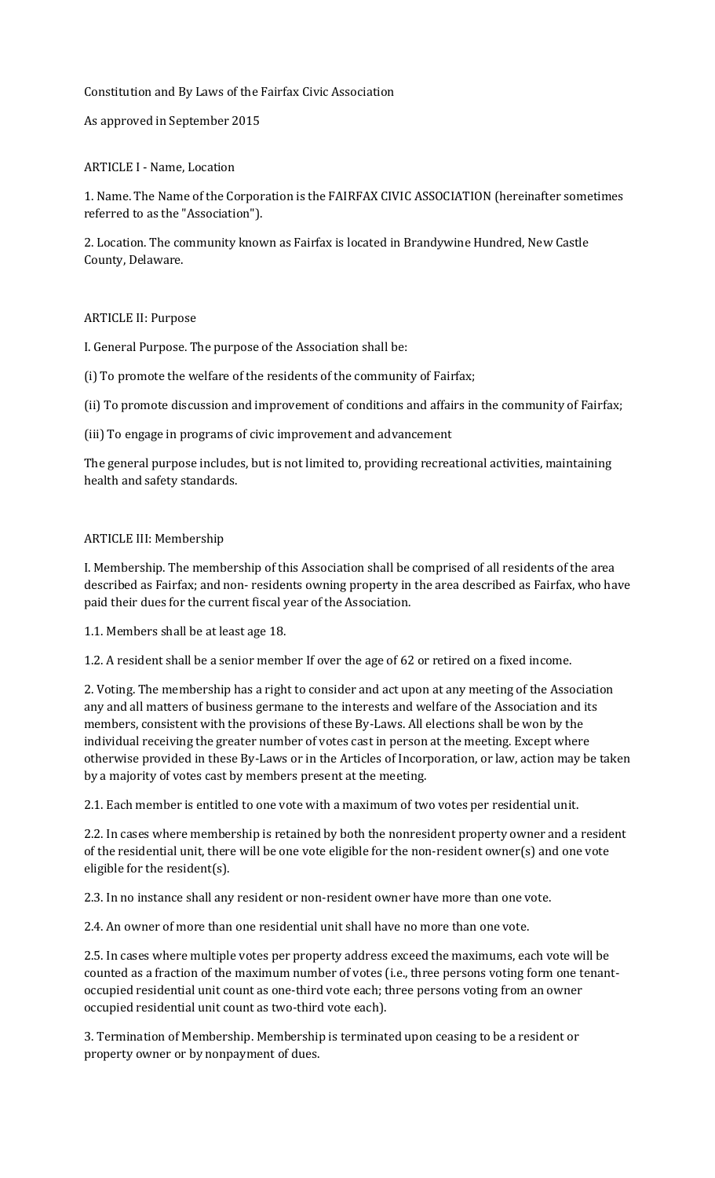# Constitution and By Laws of the Fairfax Civic Association

As approved in September 2015

## ARTICLE I - Name, Location

1. Name. The Name of the Corporation is the FAIRFAX CIVIC ASSOCIATION (hereinafter sometimes referred to as the "Association").

2. Location. The community known as Fairfax is located in Brandywine Hundred, New Castle County, Delaware.

## ARTICLE II: Purpose

I. General Purpose. The purpose of the Association shall be:

(i) To promote the welfare of the residents of the community of Fairfax;

(ii) To promote discussion and improvement of conditions and affairs in the community of Fairfax;

(iii) To engage in programs of civic improvement and advancement

The general purpose includes, but is not limited to, providing recreational activities, maintaining health and safety standards.

## ARTICLE III: Membership

I. Membership. The membership of this Association shall be comprised of all residents of the area described as Fairfax; and non- residents owning property in the area described as Fairfax, who have paid their dues for the current fiscal year of the Association.

1.1. Members shall be at least age 18.

1.2. A resident shall be a senior member If over the age of 62 or retired on a fixed income.

2. Voting. The membership has a right to consider and act upon at any meeting of the Association any and all matters of business germane to the interests and welfare of the Association and its members, consistent with the provisions of these By-Laws. All elections shall be won by the individual receiving the greater number of votes cast in person at the meeting. Except where otherwise provided in these By-Laws or in the Articles of Incorporation, or law, action may be taken by a majority of votes cast by members present at the meeting.

2.1. Each member is entitled to one vote with a maximum of two votes per residential unit.

2.2. In cases where membership is retained by both the nonresident property owner and a resident of the residential unit, there will be one vote eligible for the non-resident owner(s) and one vote eligible for the resident(s).

2.3. In no instance shall any resident or non-resident owner have more than one vote.

2.4. An owner of more than one residential unit shall have no more than one vote.

2.5. In cases where multiple votes per property address exceed the maximums, each vote will be counted as a fraction of the maximum number of votes (i.e., three persons voting form one tenant-occupied residential unit count as one-third vote each; three persons voting from an owner occupied residential unit count as two-third vote each).

3. Termination of Membership. Membership is terminated upon ceasing to be a resident or property owner or by nonpayment of dues.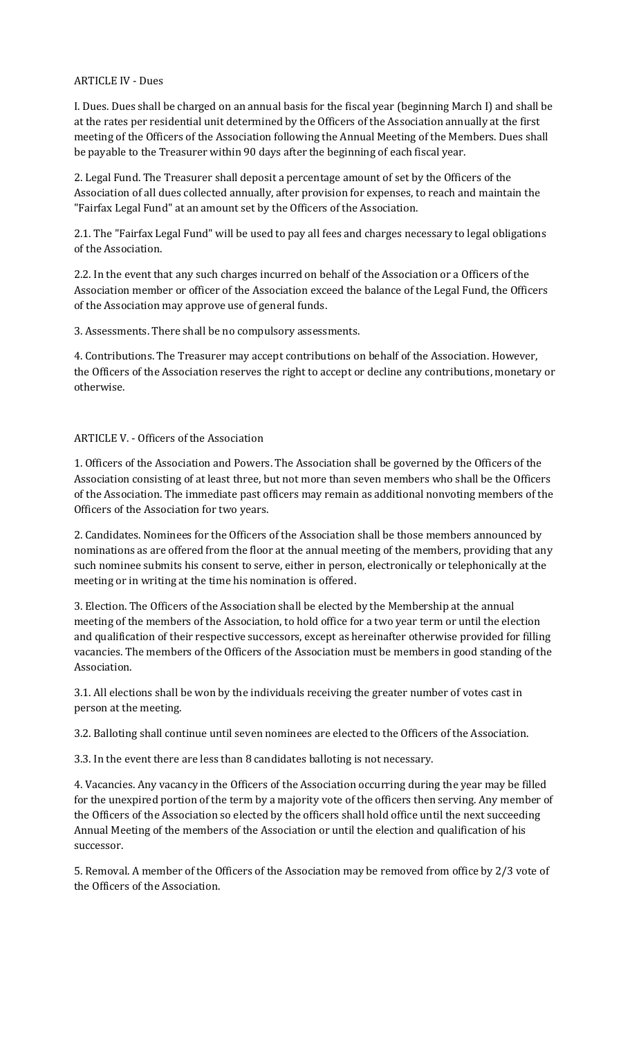ARTICLE IV - Dues

I. Dues. Dues shall be charged on an annual basis for the fiscal year (beginning March I) and shall be at the rates per residential unit determined by the Officers of the Association annually at the first meeting of the Officers of the Association following the Annual Meeting of the Members. Dues shall be payable to the Treasurer within 90 days after the beginning of each fiscal year.

2. Legal Fund. The Treasurer shall deposit a percentage amount of set by the Officers of the Association of all dues collected annually, after provision for expenses, to reach and maintain the "Fairfax Legal Fund" at an amount set by the Officers of the Association.

2.1. The "Fairfax Legal Fund" will be used to pay all fees and charges necessary to legal obligations of the Association.

2.2. In the event that any such charges incurred on behalf of the Association or a Officers of the Association member or officer of the Association exceed the balance of the Legal Fund, the Officers of the Association may approve use of general funds.

3. Assessments. There shall be no compulsory assessments.

4. Contributions. The Treasurer may accept contributions on behalf of the Association. However, the Officers of the Association reserves the right to accept or decline any contributions, monetary or otherwise.

ARTICLE V. - Officers of the Association

1. Officers of the Association and Powers. The Association shall be governed by the Officers of the Association consisting of at least three, but not more than seven members who shall be the Officers of the Association. The immediate past officers may remain as additional nonvoting members of the Officers of the Association for two years.

2. Candidates. Nominees for the Officers of the Association shall be those members announced by nominations as are offered from the floor at the annual meeting of the members, providing that any such nominee submits his consent to serve, either in person, electronically or telephonically at the meeting or in writing at the time his nomination is offered.

3. Election. The Officers of the Association shall be elected by the Membership at the annual meeting of the members of the Association, to hold office for a two year term or until the election and qualification of their respective successors, except as hereinafter otherwise provided for filling vacancies. The members of the Officers of the Association must be members in good standing of the Association.

3.1. All elections shall be won by the individuals receiving the greater number of votes cast in person at the meeting.

3.2. Balloting shall continue until seven nominees are elected to the Officers of the Association.

3.3. In the event there are less than 8 candidates balloting is not necessary.

4. Vacancies. Any vacancy in the Officers of the Association occurring during the year may be filled for the unexpired portion of the term by a majority vote of the officers then serving. Any member of the Officers of the Association so elected by the officers shall hold office until the next succeeding Annual Meeting of the members of the Association or until the election and qualification of his successor.

5. Removal. A member of the Officers of the Association may be removed from office by 2/3 vote of the Officers of the Association.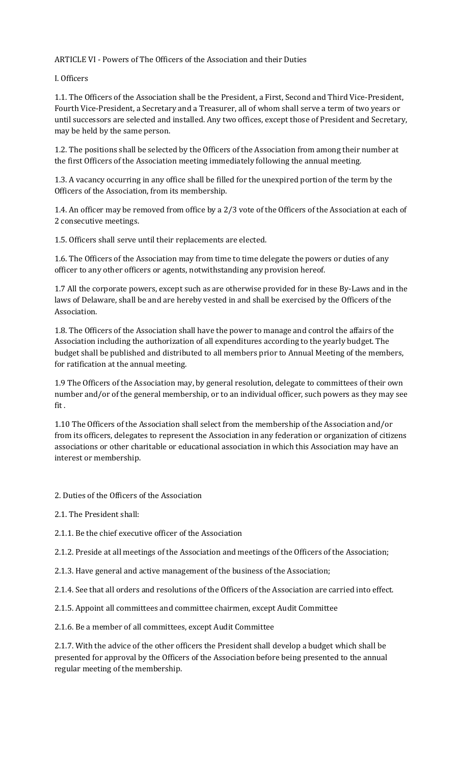ARTICLE VI - Powers of The Officers of the Association and their Duties

I. Officers

1.1. The Officers of the Association shall be the President, a First, Second and Third Vice-President, Fourth Vice-President, a Secretary and a Treasurer, all of whom shall serve a term of two years or until successors are selected and installed. Any two offices, except those of President and Secretary, may be held by the same person.

1.2. The positions shall be selected by the Officers of the Association from among their number at the first Officers of the Association meeting immediately following the annual meeting.

1.3. A vacancy occurring in any office shall be filled for the unexpired portion of the term by the Officers of the Association, from its membership.

1.4. An officer may be removed from office by a 2/3 vote of the Officers of the Association at each of 2 consecutive meetings.

1.5. Officers shall serve until their replacements are elected.

1.6. The Officers of the Association may from time to time delegate the powers or duties of any officer to any other officers or agents, notwithstanding any provision hereof.

1.7 All the corporate powers, except such as are otherwise provided for in these By-Laws and in the laws of Delaware, shall be and are hereby vested in and shall be exercised by the Officers of the Association.

1.8. The Officers of the Association shall have the power to manage and control the affairs of the Association including the authorization of all expenditures according to the yearly budget. The budget shall be published and distributed to all members prior to Annual Meeting of the members, for ratification at the annual meeting.

1.9 The Officers of the Association may, by general resolution, delegate to committees of their own number and/or of the general membership, or to an individual officer, such powers as they may see fit .

1.10 The Officers of the Association shall select from the membership of the Association and/or from its officers, delegates to represent the Association in any federation or organization of citizens associations or other charitable or educational association in which this Association may have an interest or membership.

2. Duties of the Officers of the Association

2.1. The President shall:

2.1.1. Be the chief executive officer of the Association

2.1.2. Preside at all meetings of the Association and meetings of the Officers of the Association;

2.1.3. Have general and active management of the business of the Association;

2.1.4. See that all orders and resolutions of the Officers of the Association are carried into effect.

2.1.5. Appoint all committees and committee chairmen, except Audit Committee

2.1.6. Be a member of all committees, except Audit Committee

2.1.7. With the advice of the other officers the President shall develop a budget which shall be presented for approval by the Officers of the Association before being presented to the annual regular meeting of the membership.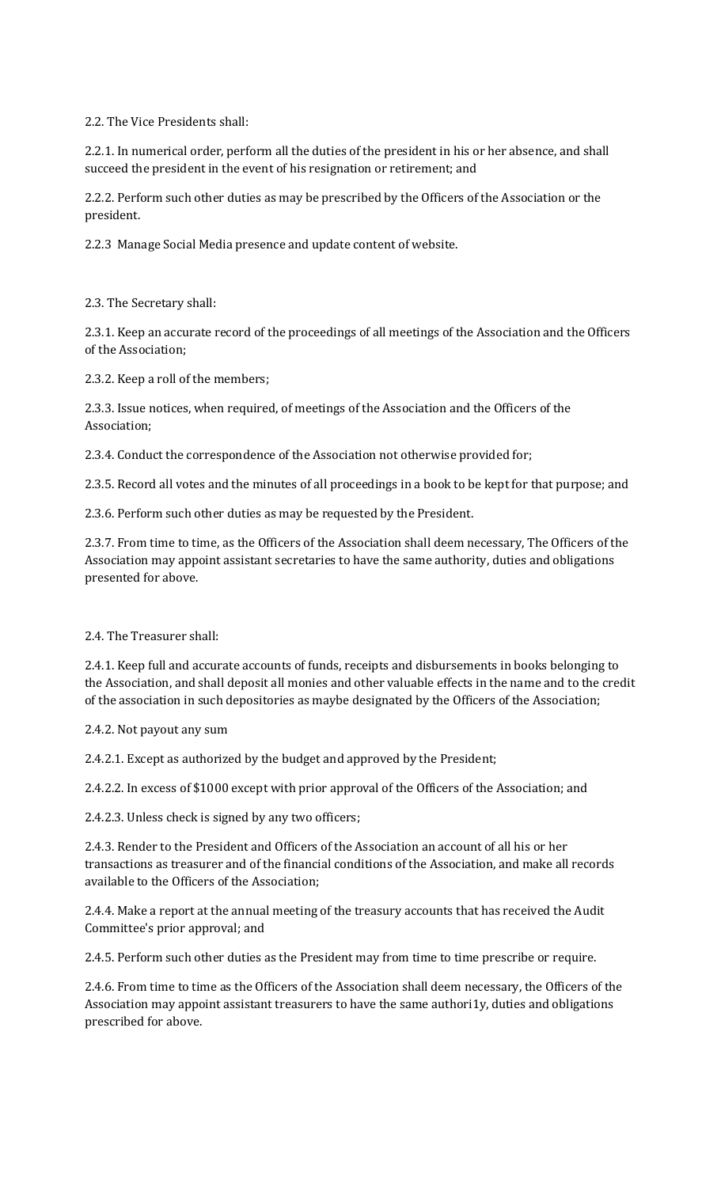2.2. The Vice Presidents shall:

2.2.1. In numerical order, perform all the duties of the president in his or her absence, and shall succeed the president in the event of his resignation or retirement; and

2.2.2. Perform such other duties as may be prescribed by the Officers of the Association or the president.

2.2.3 Manage Social Media presence and update content of website.

2.3. The Secretary shall:

2.3.1. Keep an accurate record of the proceedings of all meetings of the Association and the Officers of the Association;

2.3.2. Keep a roll of the members;

2.3.3. Issue notices, when required, of meetings of the Association and the Officers of the Association;

2.3.4. Conduct the correspondence of the Association not otherwise provided for;

2.3.5. Record all votes and the minutes of all proceedings in a book to be kept for that purpose; and

2.3.6. Perform such other duties as may be requested by the President.

2.3.7. From time to time, as the Officers of the Association shall deem necessary, The Officers of the Association may appoint assistant secretaries to have the same authority, duties and obligations presented for above.

2.4. The Treasurer shall:

2.4.1. Keep full and accurate accounts of funds, receipts and disbursements in books belonging to the Association, and shall deposit all monies and other valuable effects in the name and to the credit of the association in such depositories as maybe designated by the Officers of the Association;

2.4.2. Not payout any sum

2.4.2.1. Except as authorized by the budget and approved by the President;

2.4.2.2. In excess of $1000 except with prior approval of the Officers of the Association; and

2.4.2.3. Unless check is signed by any two officers;

2.4.3. Render to the President and Officers of the Association an account of all his or her transactions as treasurer and of the financial conditions of the Association, and make all records available to the Officers of the Association;

2.4.4. Make a report at the annual meeting of the treasury accounts that has received the Audit Committee's prior approval; and

2.4.5. Perform such other duties as the President may from time to time prescribe or require.

2.4.6. From time to time as the Officers of the Association shall deem necessary, the Officers of the Association may appoint assistant treasurers to have the same authori1y, duties and obligations prescribed for above.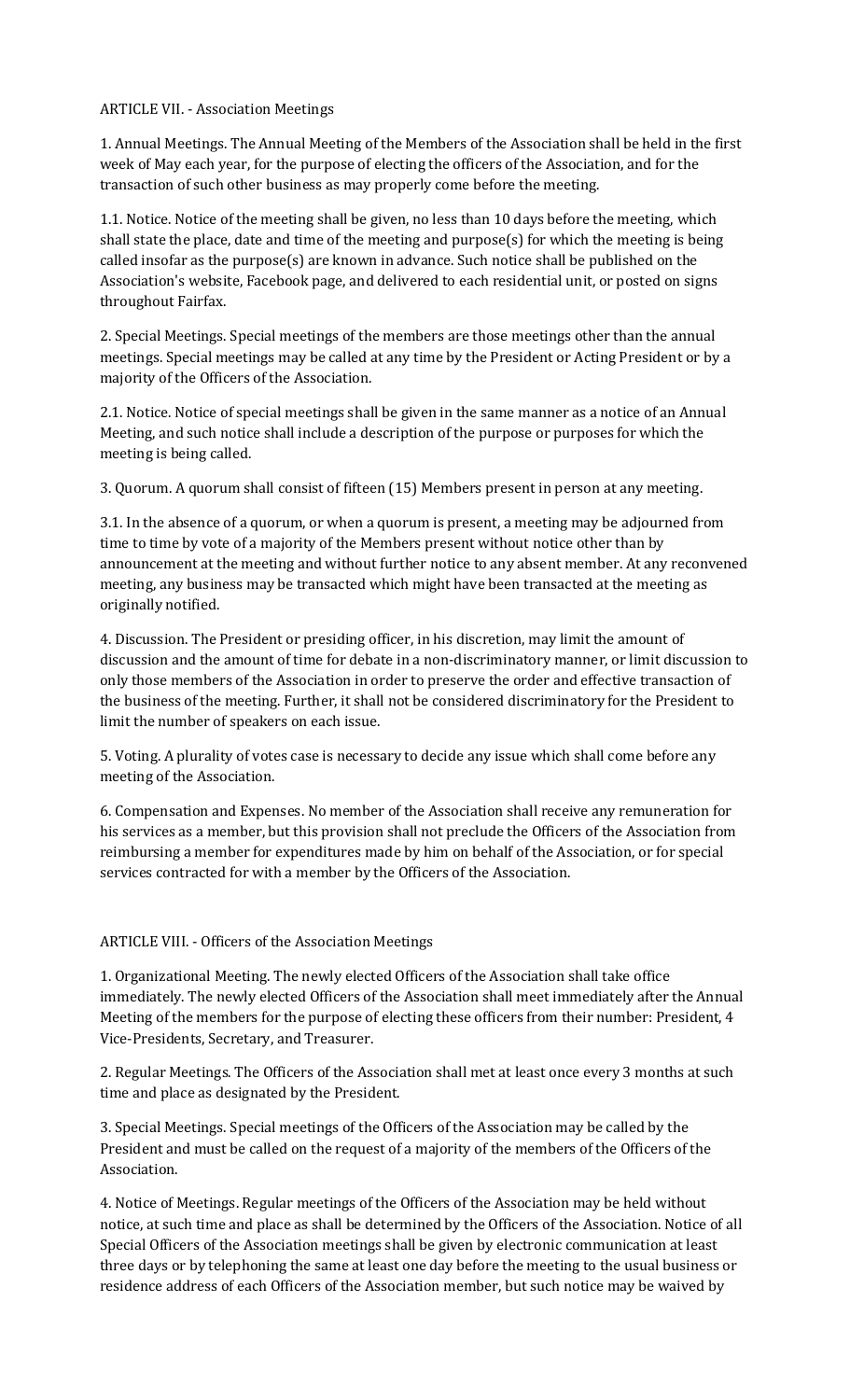ARTICLE VII. - Association Meetings

1. Annual Meetings. The Annual Meeting of the Members of the Association shall be held in the first week of May each year, for the purpose of electing the officers of the Association, and for the transaction of such other business as may properly come before the meeting.

1.1. Notice. Notice of the meeting shall be given, no less than 10 days before the meeting, which shall state the place, date and time of the meeting and purpose(s) for which the meeting is being called insofar as the purpose(s) are known in advance. Such notice shall be published on the Association's website, Facebook page, and delivered to each residential unit, or posted on signs throughout Fairfax.

2. Special Meetings. Special meetings of the members are those meetings other than the annual meetings. Special meetings may be called at any time by the President or Acting President or by a majority of the Officers of the Association.

2.1. Notice. Notice of special meetings shall be given in the same manner as a notice of an Annual Meeting, and such notice shall include a description of the purpose or purposes for which the meeting is being called.

3. Quorum. A quorum shall consist of fifteen (15) Members present in person at any meeting.

3.1. In the absence of a quorum, or when a quorum is present, a meeting may be adjourned from time to time by vote of a majority of the Members present without notice other than by announcement at the meeting and without further notice to any absent member. At any reconvened meeting, any business may be transacted which might have been transacted at the meeting as originally notified.

4. Discussion. The President or presiding officer, in his discretion, may limit the amount of discussion and the amount of time for debate in a non-discriminatory manner, or limit discussion to only those members of the Association in order to preserve the order and effective transaction of the business of the meeting. Further, it shall not be considered discriminatory for the President to limit the number of speakers on each issue.

5. Voting. A plurality of votes case is necessary to decide any issue which shall come before any meeting of the Association.

6. Compensation and Expenses. No member of the Association shall receive any remuneration for his services as a member, but this provision shall not preclude the Officers of the Association from reimbursing a member for expenditures made by him on behalf of the Association, or for special services contracted for with a member by the Officers of the Association.

ARTICLE VIII. - Officers of the Association Meetings

1. Organizational Meeting. The newly elected Officers of the Association shall take office immediately. The newly elected Officers of the Association shall meet immediately after the Annual Meeting of the members for the purpose of electing these officers from their number: President, 4 Vice-Presidents, Secretary, and Treasurer.

2. Regular Meetings. The Officers of the Association shall met at least once every 3 months at such time and place as designated by the President.

3. Special Meetings. Special meetings of the Officers of the Association may be called by the President and must be called on the request of a majority of the members of the Officers of the Association.

4. Notice of Meetings. Regular meetings of the Officers of the Association may be held without notice, at such time and place as shall be determined by the Officers of the Association. Notice of all Special Officers of the Association meetings shall be given by electronic communication at least three days or by telephoning the same at least one day before the meeting to the usual business or residence address of each Officers of the Association member, but such notice may be waived by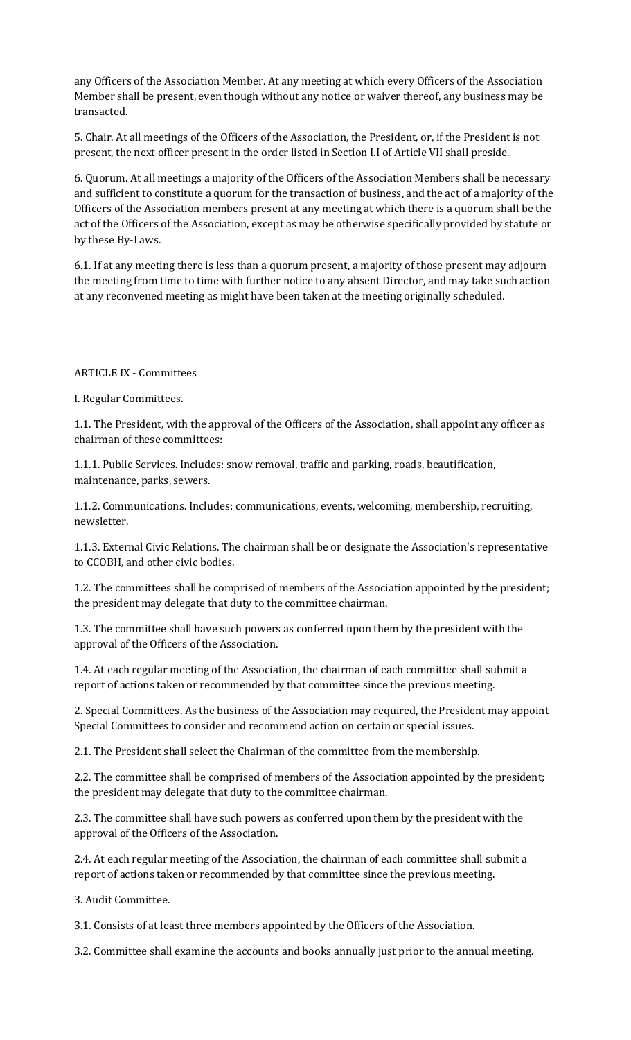any Officers of the Association Member. At any meeting at which every Officers of the Association Member shall be present, even though without any notice or waiver thereof, any business may be transacted.

5. Chair. At all meetings of the Officers of the Association, the President, or, if the President is not present, the next officer present in the order listed in Section I.I of Article VII shall preside.

6. Quorum. At all meetings a majority of the Officers of the Association Members shall be necessary and sufficient to constitute a quorum for the transaction of business, and the act of a majority of the Officers of the Association members present at any meeting at which there is a quorum shall be the act of the Officers of the Association, except as may be otherwise specifically provided by statute or by these By-Laws.

6.1. If at any meeting there is less than a quorum present, a majority of those present may adjourn the meeting from time to time with further notice to any absent Director, and may take such action at any reconvened meeting as might have been taken at the meeting originally scheduled.

ARTICLE IX - Committees

I. Regular Committees.

1.1. The President, with the approval of the Officers of the Association, shall appoint any officer as chairman of these committees:

1.1.1. Public Services. Includes: snow removal, traffic and parking, roads, beautification, maintenance, parks, sewers.

1.1.2. Communications. Includes: communications, events, welcoming, membership, recruiting, newsletter.

1.1.3. External Civic Relations. The chairman shall be or designate the Association's representative to CCOBH, and other civic bodies.

1.2. The committees shall be comprised of members of the Association appointed by the president; the president may delegate that duty to the committee chairman.

1.3. The committee shall have such powers as conferred upon them by the president with the approval of the Officers of the Association.

1.4. At each regular meeting of the Association, the chairman of each committee shall submit a report of actions taken or recommended by that committee since the previous meeting.

2. Special Committees. As the business of the Association may required, the President may appoint Special Committees to consider and recommend action on certain or special issues.

2.1. The President shall select the Chairman of the committee from the membership.

2.2. The committee shall be comprised of members of the Association appointed by the president; the president may delegate that duty to the committee chairman.

2.3. The committee shall have such powers as conferred upon them by the president with the approval of the Officers of the Association.

2.4. At each regular meeting of the Association, the chairman of each committee shall submit a report of actions taken or recommended by that committee since the previous meeting.

3. Audit Committee.

3.1. Consists of at least three members appointed by the Officers of the Association.

3.2. Committee shall examine the accounts and books annually just prior to the annual meeting.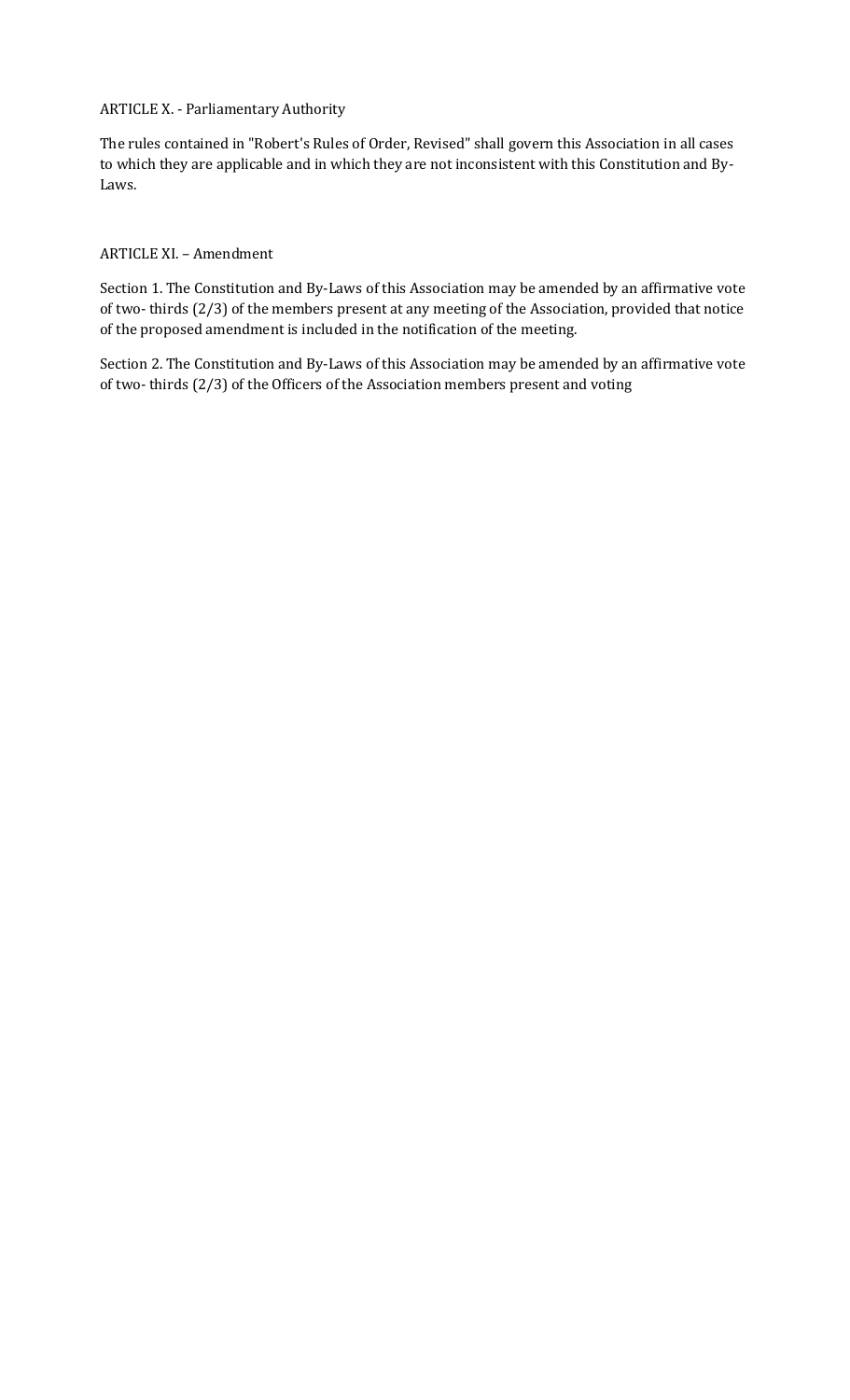ARTICLE X. - Parliamentary Authority

The rules contained in "Robert's Rules of Order, Revised" shall govern this Association in all cases to which they are applicable and in which they are not inconsistent with this Constitution and By-Laws.

ARTICLE XI. – Amendment

Section 1. The Constitution and By-Laws of this Association may be amended by an affirmative vote of two- thirds (2/3) of the members present at any meeting of the Association, provided that notice of the proposed amendment is included in the notification of the meeting.

Section 2. The Constitution and By-Laws of this Association may be amended by an affirmative vote of two- thirds (2/3) of the Officers of the Association members present and voting